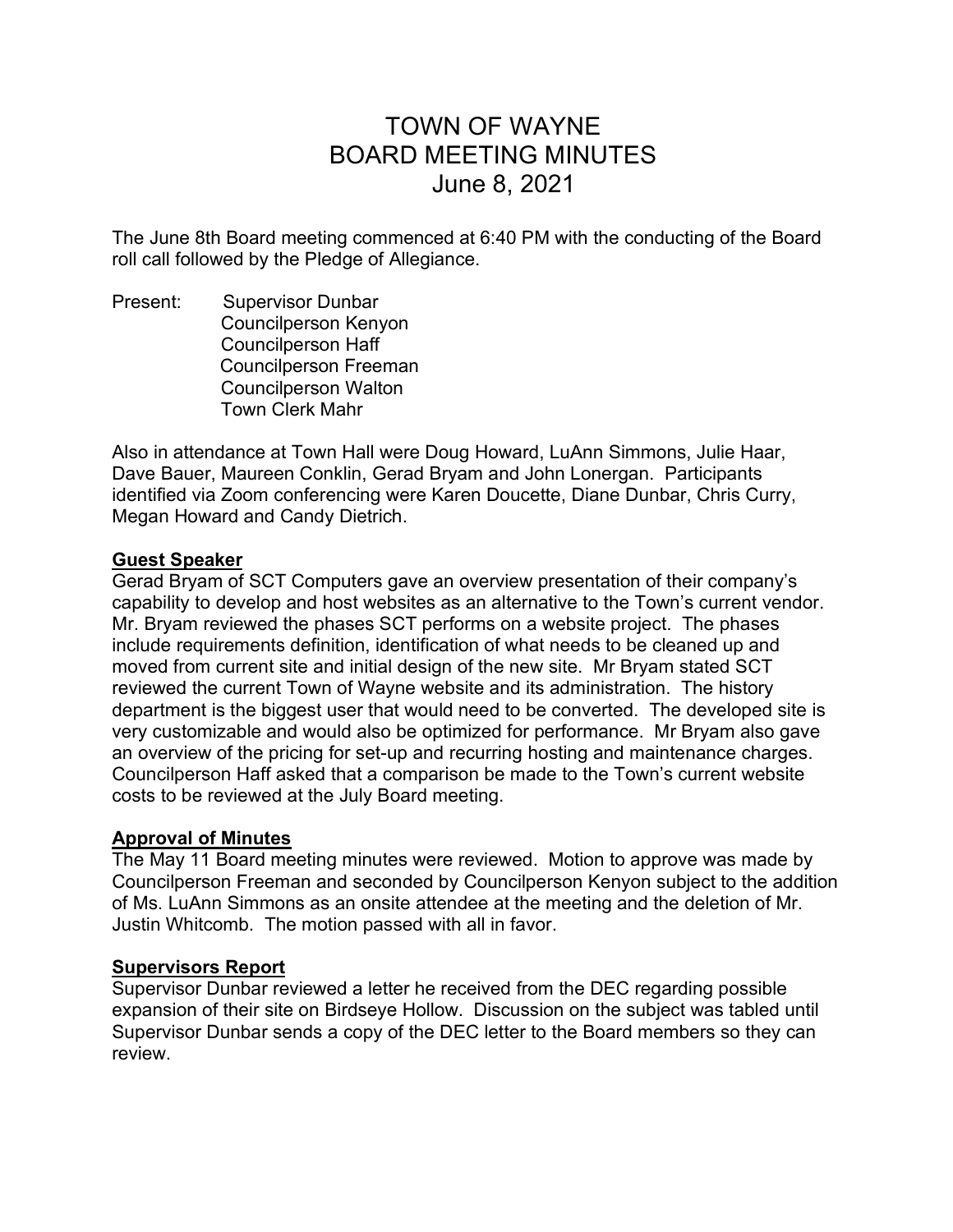# TOWN OF WAYNE
# BOARD MEETING MINUTES
# June 8, 2021

The June 8th Board meeting commenced at 6:40 PM with the conducting of the Board roll call followed by the Pledge of Allegiance.

Present:
- Supervisor Dunbar
- Councilperson Kenyon
- Councilperson Haff
- Councilperson Freeman
- Councilperson Walton
- Town Clerk Mahr

Also in attendance at Town Hall were Doug Howard, LuAnn Simmons, Julie Haar, Dave Bauer, Maureen Conklin, Gerad Bryam and John Lonergan. Participants identified via Zoom conferencing were Karen Doucette, Diane Dunbar, Chris Curry, Megan Howard and Candy Dietrich.

**Guest Speaker**

Gerad Bryam of SCT Computers gave an overview presentation of their company's capability to develop and host websites as an alternative to the Town's current vendor. Mr. Bryam reviewed the phases SCT performs on a website project. The phases include requirements definition, identification of what needs to be cleaned up and moved from current site and initial design of the new site. Mr Bryam stated SCT reviewed the current Town of Wayne website and its administration. The history department is the biggest user that would need to be converted. The developed site is very customizable and would also be optimized for performance. Mr Bryam also gave an overview of the pricing for set-up and recurring hosting and maintenance charges. Councilperson Haff asked that a comparison be made to the Town's current website costs to be reviewed at the July Board meeting.

**Approval of Minutes**

The May 11 Board meeting minutes were reviewed. Motion to approve was made by Councilperson Freeman and seconded by Councilperson Kenyon subject to the addition of Ms. LuAnn Simmons as an onsite attendee at the meeting and the deletion of Mr. Justin Whitcomb. The motion passed with all in favor.

**Supervisors Report**

Supervisor Dunbar reviewed a letter he received from the DEC regarding possible expansion of their site on Birdseye Hollow. Discussion on the subject was tabled until Supervisor Dunbar sends a copy of the DEC letter to the Board members so they can review.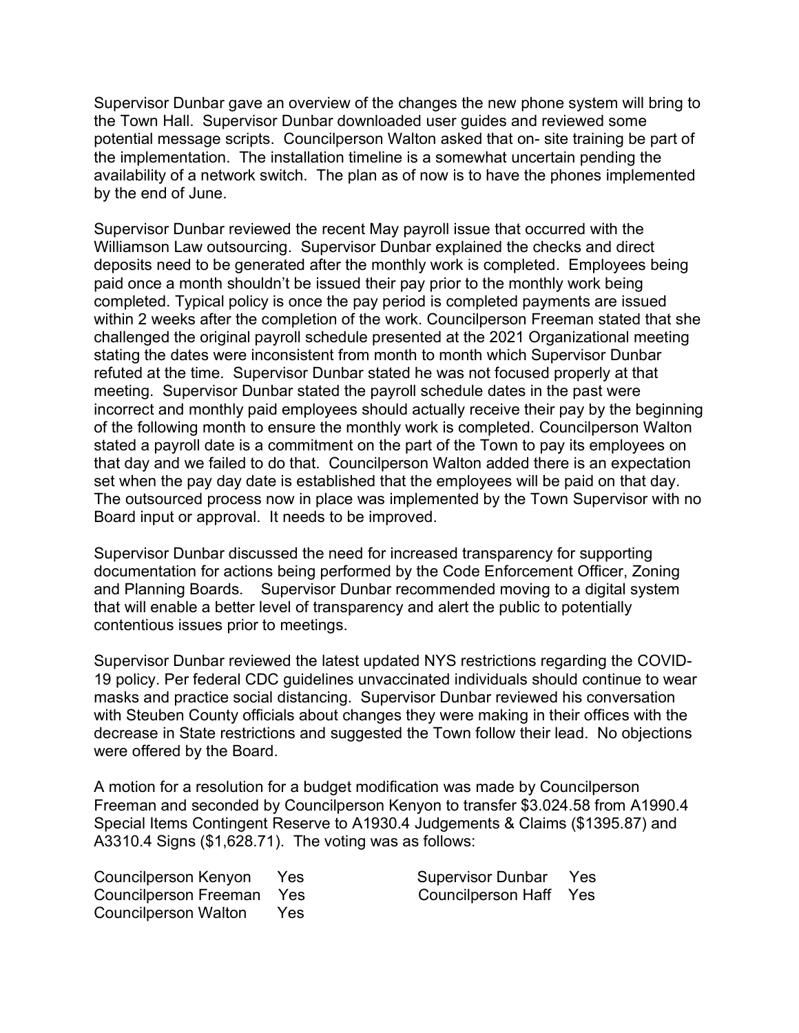Supervisor Dunbar gave an overview of the changes the new phone system will bring to the Town Hall. Supervisor Dunbar downloaded user guides and reviewed some potential message scripts. Councilperson Walton asked that on- site training be part of the implementation. The installation timeline is a somewhat uncertain pending the availability of a network switch. The plan as of now is to have the phones implemented by the end of June.

Supervisor Dunbar reviewed the recent May payroll issue that occurred with the Williamson Law outsourcing. Supervisor Dunbar explained the checks and direct deposits need to be generated after the monthly work is completed. Employees being paid once a month shouldn't be issued their pay prior to the monthly work being completed. Typical policy is once the pay period is completed payments are issued within 2 weeks after the completion of the work. Councilperson Freeman stated that she challenged the original payroll schedule presented at the 2021 Organizational meeting stating the dates were inconsistent from month to month which Supervisor Dunbar refuted at the time. Supervisor Dunbar stated he was not focused properly at that meeting. Supervisor Dunbar stated the payroll schedule dates in the past were incorrect and monthly paid employees should actually receive their pay by the beginning of the following month to ensure the monthly work is completed. Councilperson Walton stated a payroll date is a commitment on the part of the Town to pay its employees on that day and we failed to do that. Councilperson Walton added there is an expectation set when the pay day date is established that the employees will be paid on that day. The outsourced process now in place was implemented by the Town Supervisor with no Board input or approval. It needs to be improved.

Supervisor Dunbar discussed the need for increased transparency for supporting documentation for actions being performed by the Code Enforcement Officer, Zoning and Planning Boards. Supervisor Dunbar recommended moving to a digital system that will enable a better level of transparency and alert the public to potentially contentious issues prior to meetings.

Supervisor Dunbar reviewed the latest updated NYS restrictions regarding the COVID-19 policy. Per federal CDC guidelines unvaccinated individuals should continue to wear masks and practice social distancing. Supervisor Dunbar reviewed his conversation with Steuben County officials about changes they were making in their offices with the decrease in State restrictions and suggested the Town follow their lead. No objections were offered by the Board.

A motion for a resolution for a budget modification was made by Councilperson Freeman and seconded by Councilperson Kenyon to transfer $3.024.58 from A1990.4 Special Items Contingent Reserve to A1930.4 Judgements & Claims ($1395.87) and A3310.4 Signs ($1,628.71). The voting was as follows:

| | | | |
|---|---|---|---|
| Councilperson Kenyon | Yes | Supervisor Dunbar | Yes |
| Councilperson Freeman | Yes | Councilperson Haff | Yes |
| Councilperson Walton | Yes | | |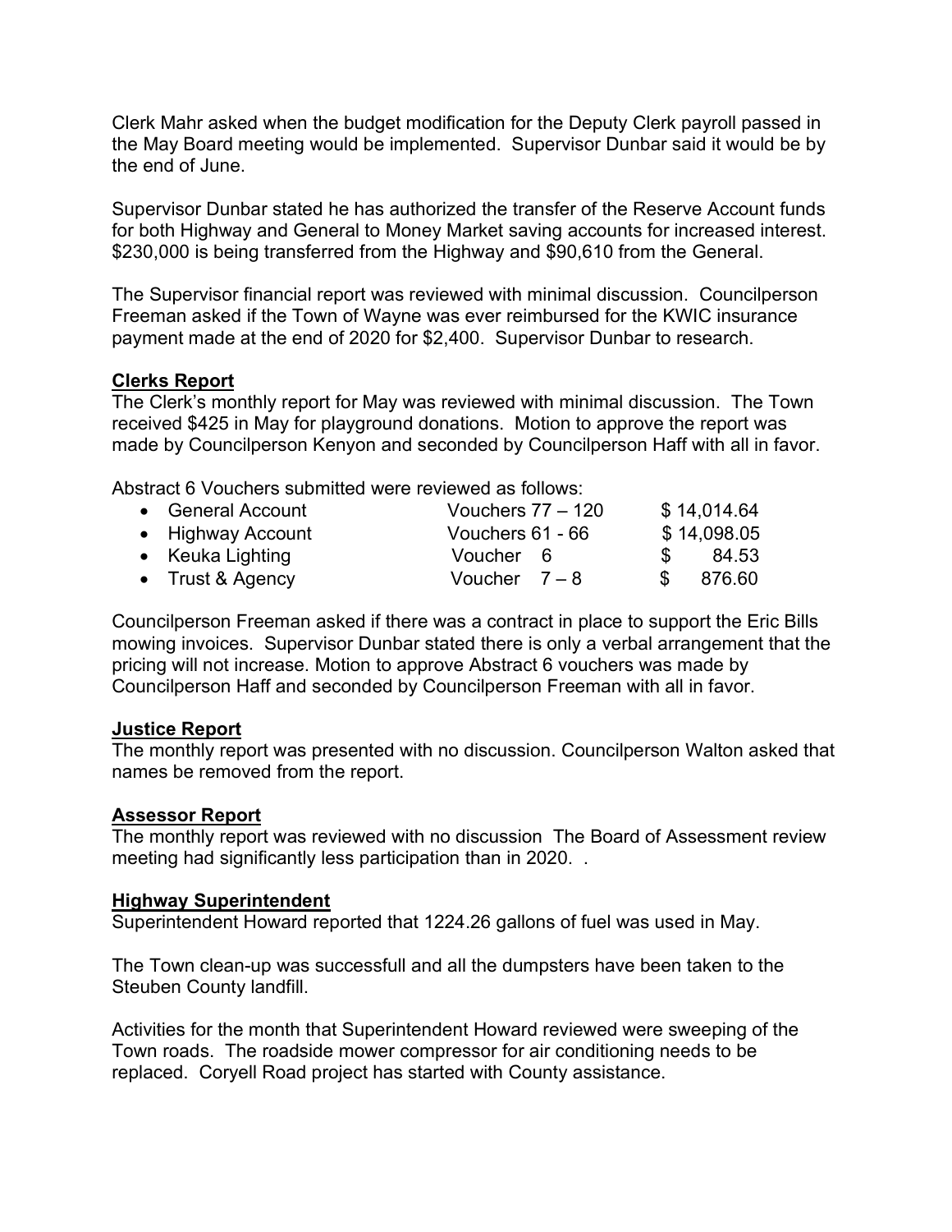Clerk Mahr asked when the budget modification for the Deputy Clerk payroll passed in the May Board meeting would be implemented. Supervisor Dunbar said it would be by the end of June.

Supervisor Dunbar stated he has authorized the transfer of the Reserve Account funds for both Highway and General to Money Market saving accounts for increased interest. $230,000 is being transferred from the Highway and $90,610 from the General.

The Supervisor financial report was reviewed with minimal discussion. Councilperson Freeman asked if the Town of Wayne was ever reimbursed for the KWIC insurance payment made at the end of 2020 for $2,400. Supervisor Dunbar to research.

**Clerks Report**

The Clerk's monthly report for May was reviewed with minimal discussion. The Town received $425 in May for playground donations. Motion to approve the report was made by Councilperson Kenyon and seconded by Councilperson Haff with all in favor.

Abstract 6 Vouchers submitted were reviewed as follows:

| | | |
|---|---|---|
| • General Account | Vouchers 77 – 120 | $ 14,014.64 |
| • Highway Account | Vouchers 61 - 66 | $ 14,098.05 |
| • Keuka Lighting | Voucher 6 | $ 84.53 |
| • Trust & Agency | Voucher 7 – 8 | $ 876.60 |

Councilperson Freeman asked if there was a contract in place to support the Eric Bills mowing invoices. Supervisor Dunbar stated there is only a verbal arrangement that the pricing will not increase. Motion to approve Abstract 6 vouchers was made by Councilperson Haff and seconded by Councilperson Freeman with all in favor.

**Justice Report**

The monthly report was presented with no discussion. Councilperson Walton asked that names be removed from the report.

**Assessor Report**

The monthly report was reviewed with no discussion The Board of Assessment review meeting had significantly less participation than in 2020. .

**Highway Superintendent**

Superintendent Howard reported that 1224.26 gallons of fuel was used in May.

The Town clean-up was successfull and all the dumpsters have been taken to the Steuben County landfill.

Activities for the month that Superintendent Howard reviewed were sweeping of the Town roads. The roadside mower compressor for air conditioning needs to be replaced. Coryell Road project has started with County assistance.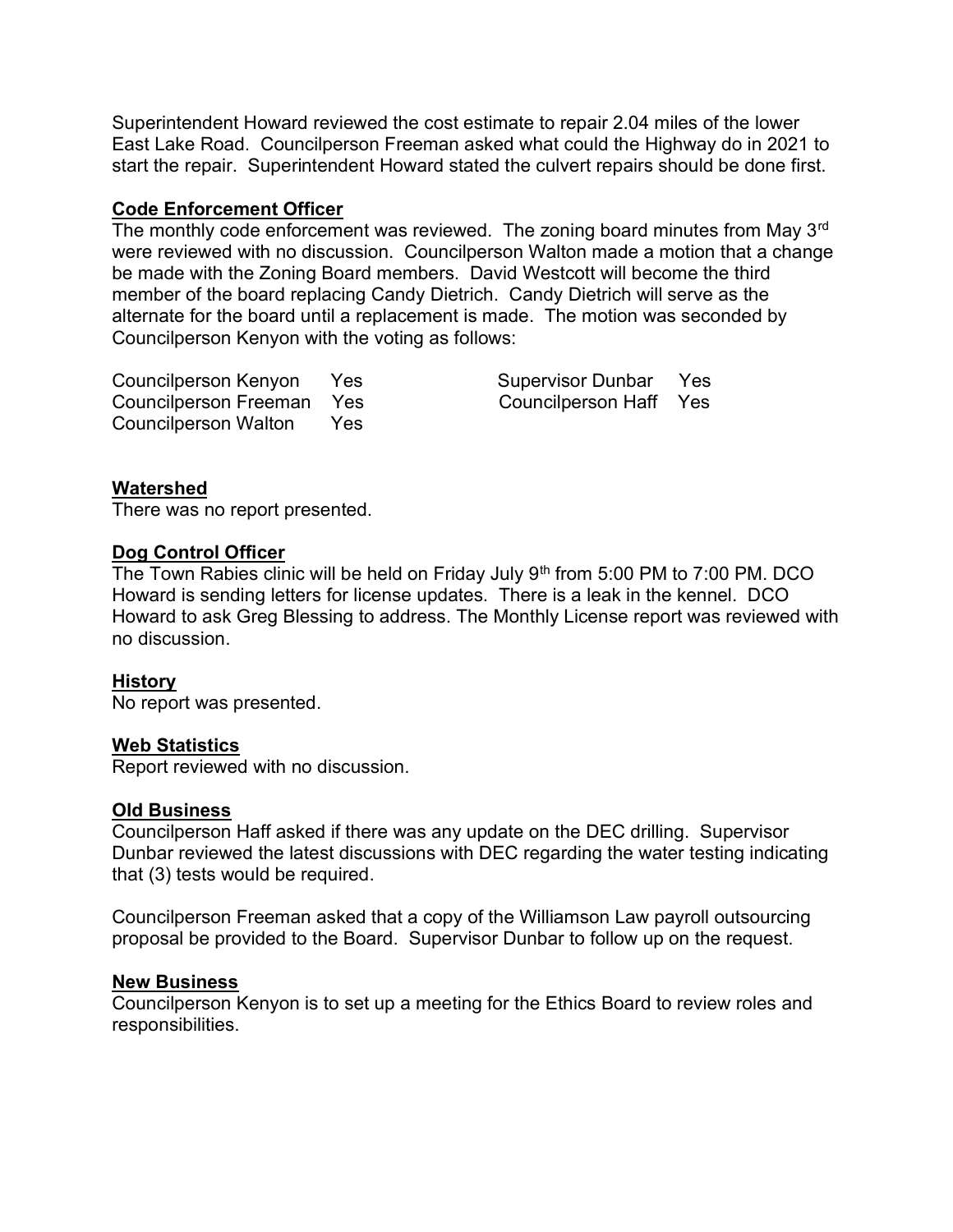Superintendent Howard reviewed the cost estimate to repair 2.04 miles of the lower East Lake Road. Councilperson Freeman asked what could the Highway do in 2021 to start the repair. Superintendent Howard stated the culvert repairs should be done first.

**Code Enforcement Officer**

The monthly code enforcement was reviewed. The zoning board minutes from May 3rd were reviewed with no discussion. Councilperson Walton made a motion that a change be made with the Zoning Board members. David Westcott will become the third member of the board replacing Candy Dietrich. Candy Dietrich will serve as the alternate for the board until a replacement is made. The motion was seconded by Councilperson Kenyon with the voting as follows:

| | | | |
|---|---|---|---|
| Councilperson Kenyon | Yes | Supervisor Dunbar | Yes |
| Councilperson Freeman | Yes | Councilperson Haff | Yes |
| Councilperson Walton | Yes | | |

**Watershed**

There was no report presented.

**Dog Control Officer**

The Town Rabies clinic will be held on Friday July 9th from 5:00 PM to 7:00 PM. DCO Howard is sending letters for license updates. There is a leak in the kennel. DCO Howard to ask Greg Blessing to address. The Monthly License report was reviewed with no discussion.

**History**

No report was presented.

**Web Statistics**

Report reviewed with no discussion.

**Old Business**

Councilperson Haff asked if there was any update on the DEC drilling. Supervisor Dunbar reviewed the latest discussions with DEC regarding the water testing indicating that (3) tests would be required.

Councilperson Freeman asked that a copy of the Williamson Law payroll outsourcing proposal be provided to the Board. Supervisor Dunbar to follow up on the request.

**New Business**

Councilperson Kenyon is to set up a meeting for the Ethics Board to review roles and responsibilities.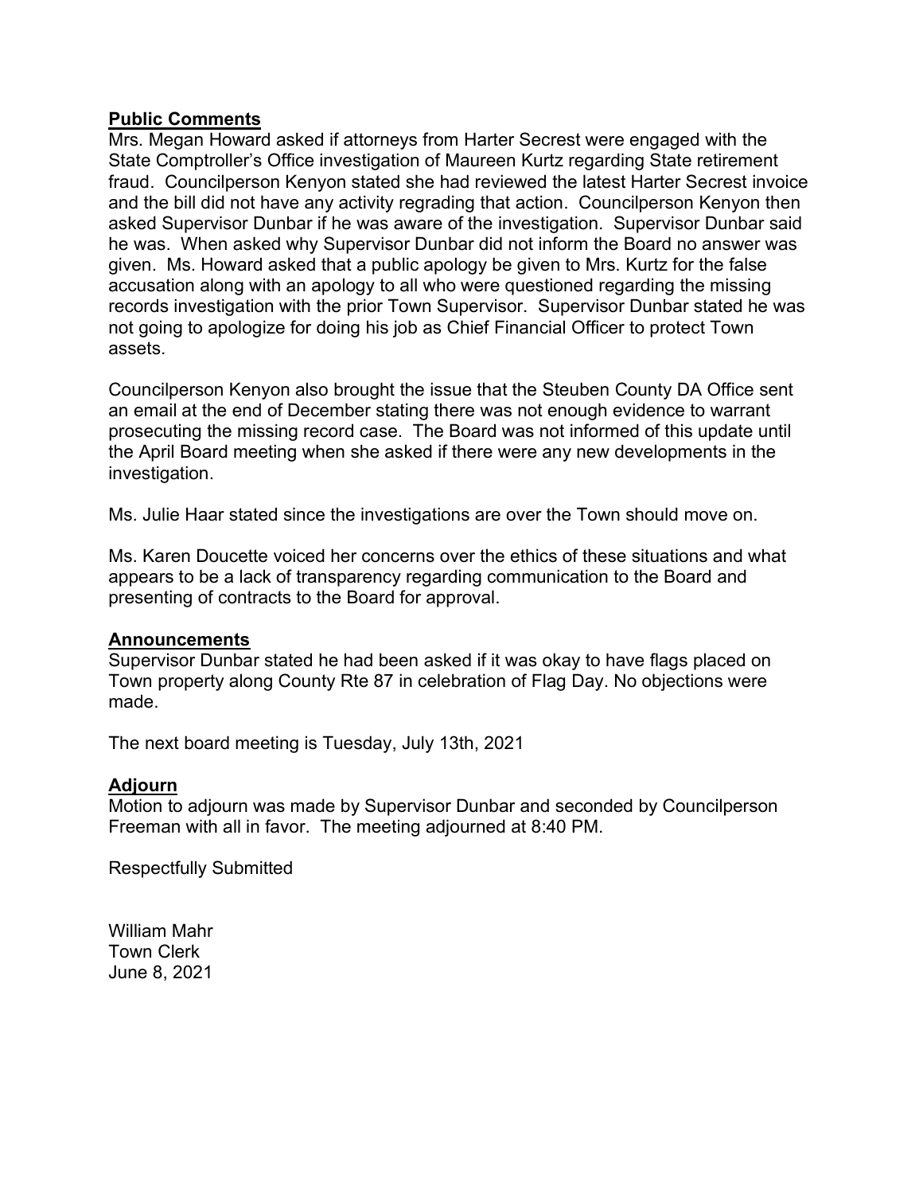**Public Comments**

Mrs. Megan Howard asked if attorneys from Harter Secrest were engaged with the State Comptroller's Office investigation of Maureen Kurtz regarding State retirement fraud. Councilperson Kenyon stated she had reviewed the latest Harter Secrest invoice and the bill did not have any activity regrading that action. Councilperson Kenyon then asked Supervisor Dunbar if he was aware of the investigation. Supervisor Dunbar said he was. When asked why Supervisor Dunbar did not inform the Board no answer was given. Ms. Howard asked that a public apology be given to Mrs. Kurtz for the false accusation along with an apology to all who were questioned regarding the missing records investigation with the prior Town Supervisor. Supervisor Dunbar stated he was not going to apologize for doing his job as Chief Financial Officer to protect Town assets.

Councilperson Kenyon also brought the issue that the Steuben County DA Office sent an email at the end of December stating there was not enough evidence to warrant prosecuting the missing record case. The Board was not informed of this update until the April Board meeting when she asked if there were any new developments in the investigation.

Ms. Julie Haar stated since the investigations are over the Town should move on.

Ms. Karen Doucette voiced her concerns over the ethics of these situations and what appears to be a lack of transparency regarding communication to the Board and presenting of contracts to the Board for approval.

**Announcements**

Supervisor Dunbar stated he had been asked if it was okay to have flags placed on Town property along County Rte 87 in celebration of Flag Day. No objections were made.

The next board meeting is Tuesday, July 13th, 2021

**Adjourn**

Motion to adjourn was made by Supervisor Dunbar and seconded by Councilperson Freeman with all in favor. The meeting adjourned at 8:40 PM.

Respectfully Submitted

William Mahr
Town Clerk
June 8, 2021